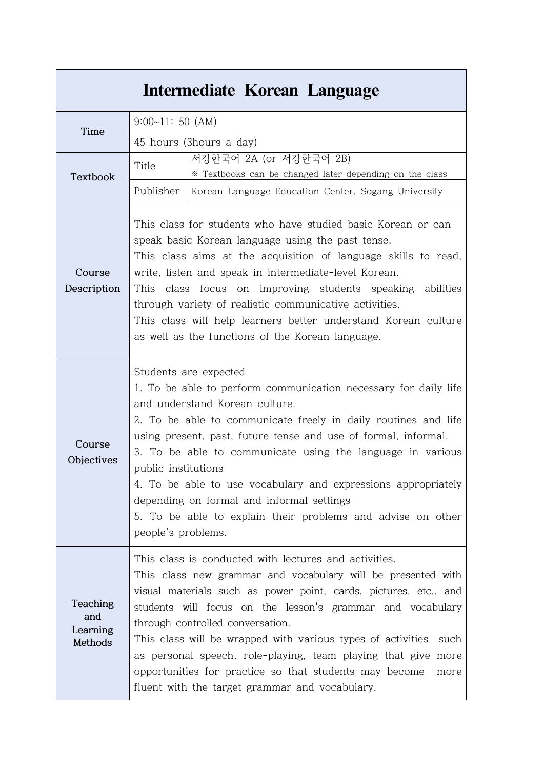# Intermediate Korean Language

| | | |
|---|---|---|
| Time | 9:00~11: 50 (AM) | |
| | 45 hours (3hours a day) | |
| Textbook | Title | 서강한국어 2A (or 서강한국어 2B)<br>※ Textbooks can be changed later depending on the class |
| | Publisher | Korean Language Education Center, Sogang University |
| Course Description | This class for students who have studied basic Korean or can speak basic Korean language using the past tense.<br>This class aims at the acquisition of language skills to read, write, listen and speak in intermediate-level Korean.<br>This class focus on improving students speaking abilities through variety of realistic communicative activities.<br>This class will help learners better understand Korean culture as well as the functions of the Korean language. | |
| Course Objectives | Students are expected<br>1. To be able to perform communication necessary for daily life and understand Korean culture.<br>2. To be able to communicate freely in daily routines and life using present, past, future tense and use of formal, informal.<br>3. To be able to communicate using the language in various public institutions<br>4. To be able to use vocabulary and expressions appropriately depending on formal and informal settings<br>5. To be able to explain their problems and advise on other people's problems. | |
| Teaching and Learning Methods | This class is conducted with lectures and activities.<br>This class new grammar and vocabulary will be presented with visual materials such as power point, cards, pictures, etc., and students will focus on the lesson's grammar and vocabulary through controlled conversation.<br>This class will be wrapped with various types of activities such as personal speech, role-playing, team playing that give more opportunities for practice so that students may become more fluent with the target grammar and vocabulary. | |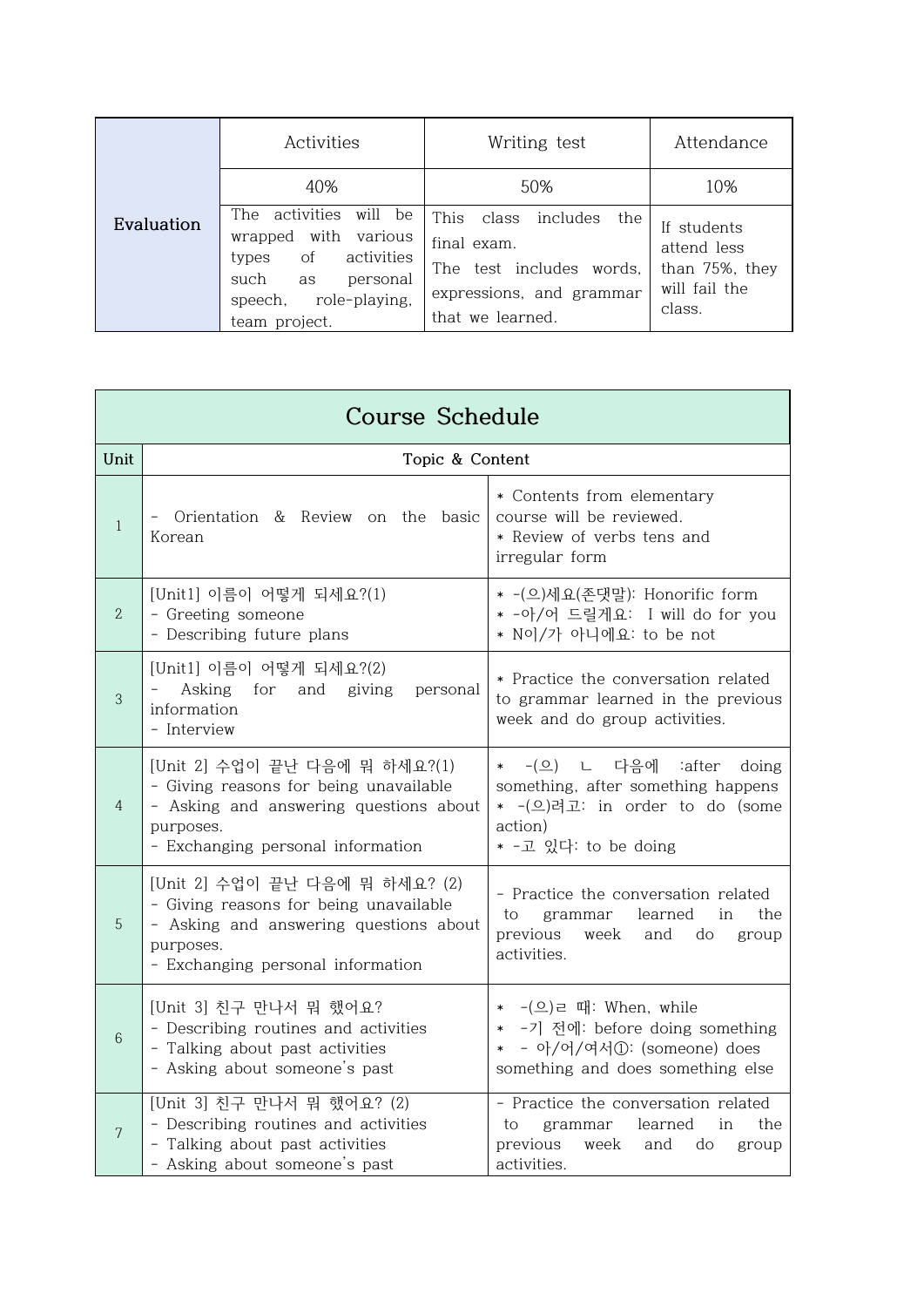| Evaluation | Activities | Writing test | Attendance |
|---|---|---|---|
| | 40% | 50% | 10% |
| | The activities will be wrapped with various types of activities such as personal speech, role-playing, team project. | This class includes the final exam.<br>The test includes words, expressions, and grammar that we learned. | If students attend less than 75%, they will fail the class. |

| Course Schedule | | |
|---|---|---|
| **Unit** | **Topic & Content** | |
| 1 | - Orientation & Review on the basic Korean | * Contents from elementary course will be reviewed.<br>* Review of verbs tens and irregular form |
| 2 | [Unit1] 이름이 어떻게 되세요?(1)<br>- Greeting someone<br>- Describing future plans | * -(으)세요(존댓말): Honorific form<br>* -아/어 드릴게요: I will do for you<br>* N이/가 아니에요: to be not |
| 3 | [Unit1] 이름이 어떻게 되세요?(2)<br>- Asking for and giving personal information<br>- Interview | * Practice the conversation related to grammar learned in the previous week and do group activities. |
| 4 | [Unit 2] 수업이 끝난 다음에 뭐 하세요?(1)<br>- Giving reasons for being unavailable<br>- Asking and answering questions about purposes.<br>- Exchanging personal information | * -(으) ㄴ 다음에 :after doing something, after something happens<br>* -(으)려고: in order to do (some action)<br>* -고 있다: to be doing |
| 5 | [Unit 2] 수업이 끝난 다음에 뭐 하세요? (2)<br>- Giving reasons for being unavailable<br>- Asking and answering questions about purposes.<br>- Exchanging personal information | - Practice the conversation related to grammar learned in the previous week and do group activities. |
| 6 | [Unit 3] 친구 만나서 뭐 했어요?<br>- Describing routines and activities<br>- Talking about past activities<br>- Asking about someone's past | * -(으)ㄹ 때: When, while<br>* -기 전에: before doing something<br>* - 아/어/여서①: (someone) does something and does something else |
| 7 | [Unit 3] 친구 만나서 뭐 했어요? (2)<br>- Describing routines and activities<br>- Talking about past activities<br>- Asking about someone's past | - Practice the conversation related to grammar learned in the previous week and do group activities. |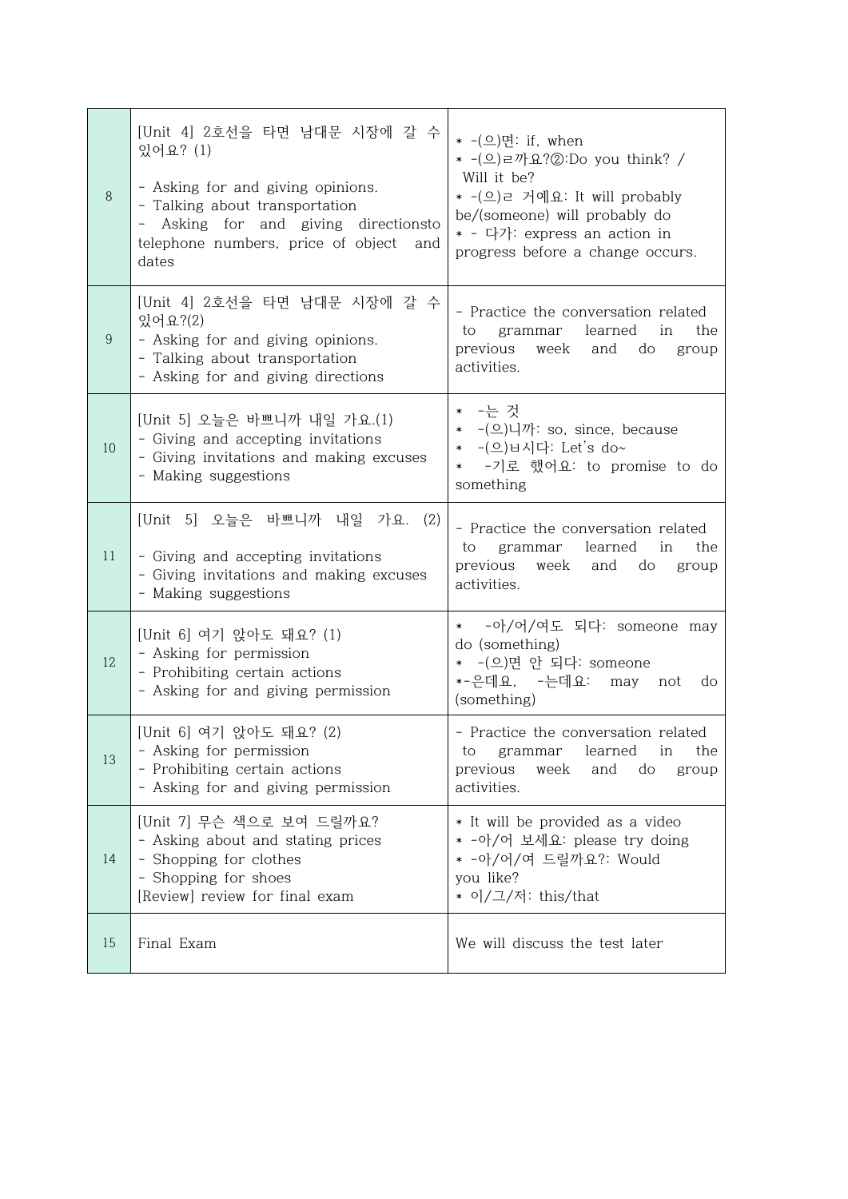| | | |
|---|---|---|
| 8 | [Unit 4] 2호선을 타면 남대문 시장에 갈 수 있어요? (1)<br><br>- Asking for and giving opinions.<br>- Talking about transportation<br>- Asking for and giving directionsto telephone numbers, price of object and dates | * -(으)면: if, when<br>* -(으)ㄹ까요?②:Do you think? / Will it be?<br>* -(으)ㄹ 거예요: It will probably be/(someone) will probably do<br>* - 다가: express an action in progress before a change occurs. |
| 9 | [Unit 4] 2호선을 타면 남대문 시장에 갈 수 있어요?(2)<br>- Asking for and giving opinions.<br>- Talking about transportation<br>- Asking for and giving directions | - Practice the conversation related to grammar learned in the previous week and do group activities. |
| 10 | [Unit 5] 오늘은 바쁘니까 내일 가요.(1)<br>- Giving and accepting invitations<br>- Giving invitations and making excuses<br>- Making suggestions | * -는 것<br>* -(으)니까: so, since, because<br>* -(으)ㅂ시다: Let's do~<br>* -기로 했어요: to promise to do something |
| 11 | [Unit 5] 오늘은 바쁘니까 내일 가요. (2)<br><br>- Giving and accepting invitations<br>- Giving invitations and making excuses<br>- Making suggestions | - Practice the conversation related to grammar learned in the previous week and do group activities. |
| 12 | [Unit 6] 여기 앉아도 돼요? (1)<br>- Asking for permission<br>- Prohibiting certain actions<br>- Asking for and giving permission | * -아/어/여도 되다: someone may do (something)<br>* -(으)면 안 되다: someone<br>*-은데요, -는데요: may not do (something) |
| 13 | [Unit 6] 여기 앉아도 돼요? (2)<br>- Asking for permission<br>- Prohibiting certain actions<br>- Asking for and giving permission | - Practice the conversation related to grammar learned in the previous week and do group activities. |
| 14 | [Unit 7] 무슨 색으로 보여 드릴까요?<br>- Asking about and stating prices<br>- Shopping for clothes<br>- Shopping for shoes<br>[Review] review for final exam | * It will be provided as a video<br>* -아/어 보세요: please try doing<br>* -아/어/여 드릴까요?: Would you like?<br>* 이/그/저: this/that |
| 15 | Final Exam | We will discuss the test later |